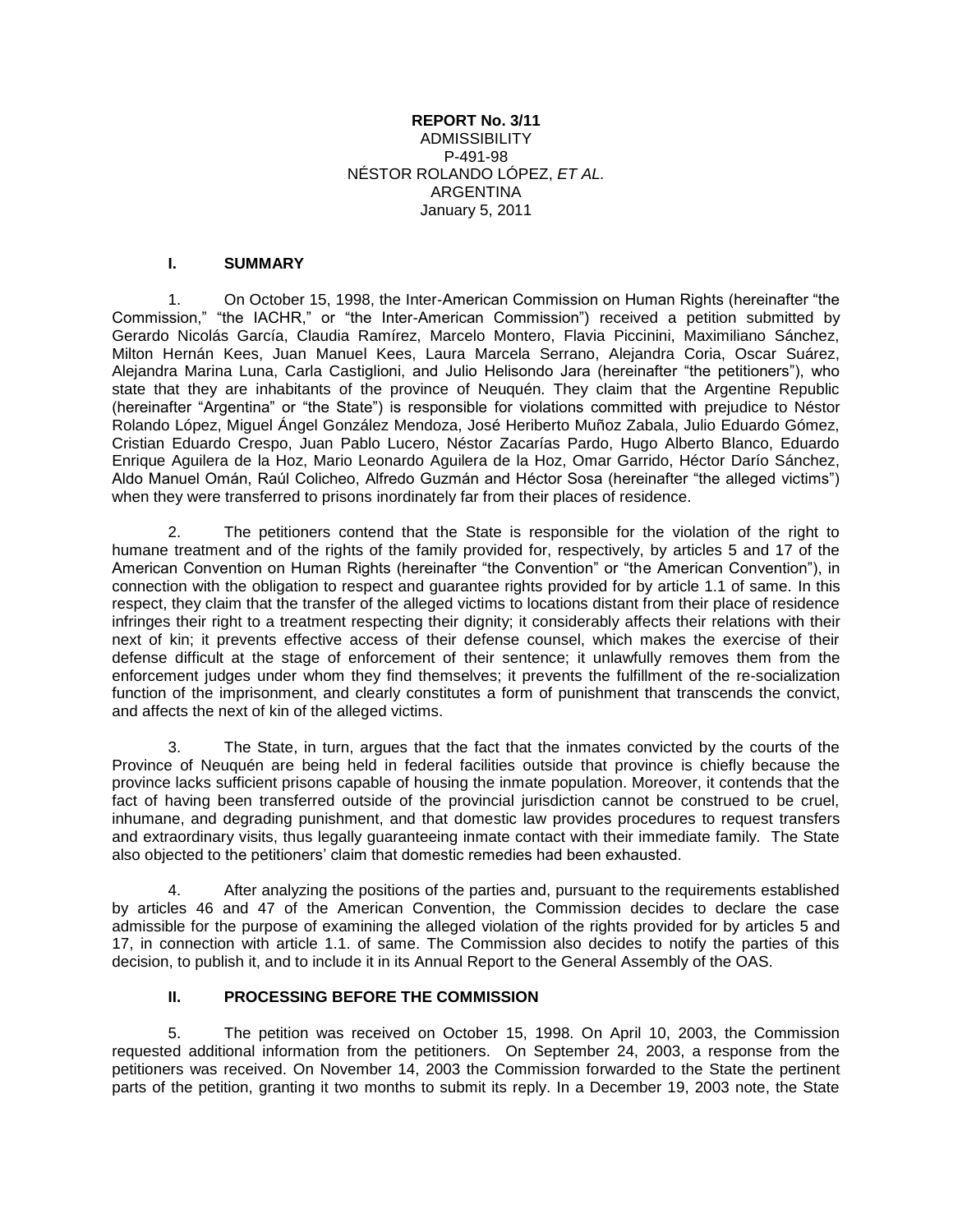**REPORT No. 3/11**
ADMISSIBILITY
P-491-98
NÉSTOR ROLANDO LÓPEZ, *ET AL.*
ARGENTINA
January 5, 2011

## I. SUMMARY

1. On October 15, 1998, the Inter-American Commission on Human Rights (hereinafter "the Commission," "the IACHR," or "the Inter-American Commission") received a petition submitted by Gerardo Nicolás García, Claudia Ramírez, Marcelo Montero, Flavia Piccinini, Maximiliano Sánchez, Milton Hernán Kees, Juan Manuel Kees, Laura Marcela Serrano, Alejandra Coria, Oscar Suárez, Alejandra Marina Luna, Carla Castiglioni, and Julio Helisondo Jara (hereinafter "the petitioners"), who state that they are inhabitants of the province of Neuquén. They claim that the Argentine Republic (hereinafter "Argentina" or "the State") is responsible for violations committed with prejudice to Néstor Rolando López, Miguel Ángel González Mendoza, José Heriberto Muñoz Zabala, Julio Eduardo Gómez, Cristian Eduardo Crespo, Juan Pablo Lucero, Néstor Zacarías Pardo, Hugo Alberto Blanco, Eduardo Enrique Aguilera de la Hoz, Mario Leonardo Aguilera de la Hoz, Omar Garrido, Héctor Darío Sánchez, Aldo Manuel Omán, Raúl Colicheo, Alfredo Guzmán and Héctor Sosa (hereinafter "the alleged victims") when they were transferred to prisons inordinately far from their places of residence.

2. The petitioners contend that the State is responsible for the violation of the right to humane treatment and of the rights of the family provided for, respectively, by articles 5 and 17 of the American Convention on Human Rights (hereinafter "the Convention" or "the American Convention"), in connection with the obligation to respect and guarantee rights provided for by article 1.1 of same. In this respect, they claim that the transfer of the alleged victims to locations distant from their place of residence infringes their right to a treatment respecting their dignity; it considerably affects their relations with their next of kin; it prevents effective access of their defense counsel, which makes the exercise of their defense difficult at the stage of enforcement of their sentence; it unlawfully removes them from the enforcement judges under whom they find themselves; it prevents the fulfillment of the re-socialization function of the imprisonment, and clearly constitutes a form of punishment that transcends the convict, and affects the next of kin of the alleged victims.

3. The State, in turn, argues that the fact that the inmates convicted by the courts of the Province of Neuquén are being held in federal facilities outside that province is chiefly because the province lacks sufficient prisons capable of housing the inmate population. Moreover, it contends that the fact of having been transferred outside of the provincial jurisdiction cannot be construed to be cruel, inhumane, and degrading punishment, and that domestic law provides procedures to request transfers and extraordinary visits, thus legally guaranteeing inmate contact with their immediate family. The State also objected to the petitioners' claim that domestic remedies had been exhausted.

4. After analyzing the positions of the parties and, pursuant to the requirements established by articles 46 and 47 of the American Convention, the Commission decides to declare the case admissible for the purpose of examining the alleged violation of the rights provided for by articles 5 and 17, in connection with article 1.1. of same. The Commission also decides to notify the parties of this decision, to publish it, and to include it in its Annual Report to the General Assembly of the OAS.

## II. PROCESSING BEFORE THE COMMISSION

5. The petition was received on October 15, 1998. On April 10, 2003, the Commission requested additional information from the petitioners. On September 24, 2003, a response from the petitioners was received. On November 14, 2003 the Commission forwarded to the State the pertinent parts of the petition, granting it two months to submit its reply. In a December 19, 2003 note, the State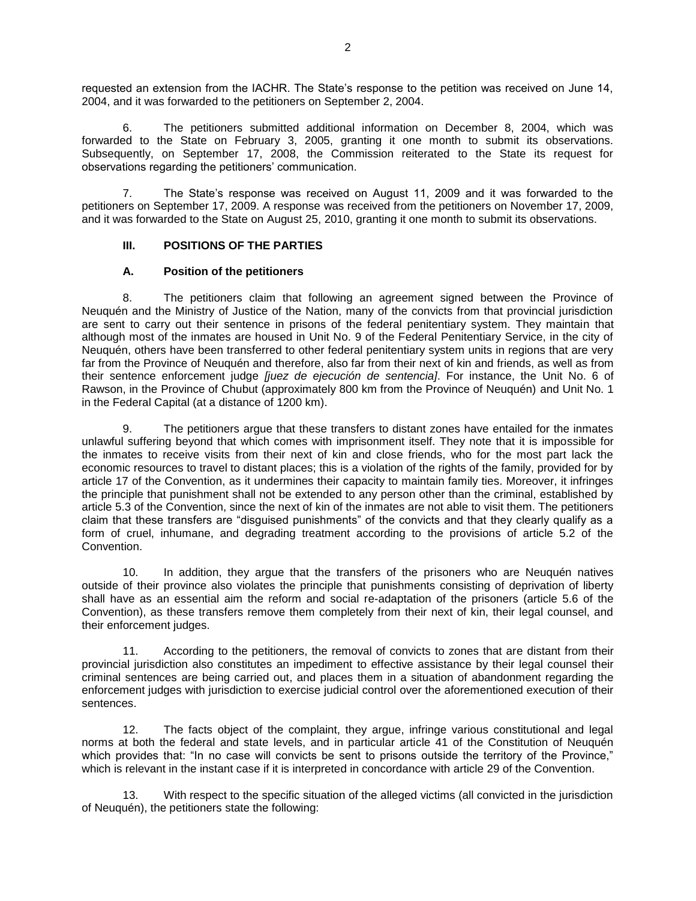requested an extension from the IACHR. The State's response to the petition was received on June 14, 2004, and it was forwarded to the petitioners on September 2, 2004.

6. The petitioners submitted additional information on December 8, 2004, which was forwarded to the State on February 3, 2005, granting it one month to submit its observations. Subsequently, on September 17, 2008, the Commission reiterated to the State its request for observations regarding the petitioners' communication.

7. The State's response was received on August 11, 2009 and it was forwarded to the petitioners on September 17, 2009. A response was received from the petitioners on November 17, 2009, and it was forwarded to the State on August 25, 2010, granting it one month to submit its observations.

## III. POSITIONS OF THE PARTIES

### A. Position of the petitioners

8. The petitioners claim that following an agreement signed between the Province of Neuquén and the Ministry of Justice of the Nation, many of the convicts from that provincial jurisdiction are sent to carry out their sentence in prisons of the federal penitentiary system. They maintain that although most of the inmates are housed in Unit No. 9 of the Federal Penitentiary Service, in the city of Neuquén, others have been transferred to other federal penitentiary system units in regions that are very far from the Province of Neuquén and therefore, also far from their next of kin and friends, as well as from their sentence enforcement judge *[juez de ejecución de sentencia]*. For instance, the Unit No. 6 of Rawson, in the Province of Chubut (approximately 800 km from the Province of Neuquén) and Unit No. 1 in the Federal Capital (at a distance of 1200 km).

9. The petitioners argue that these transfers to distant zones have entailed for the inmates unlawful suffering beyond that which comes with imprisonment itself. They note that it is impossible for the inmates to receive visits from their next of kin and close friends, who for the most part lack the economic resources to travel to distant places; this is a violation of the rights of the family, provided for by article 17 of the Convention, as it undermines their capacity to maintain family ties. Moreover, it infringes the principle that punishment shall not be extended to any person other than the criminal, established by article 5.3 of the Convention, since the next of kin of the inmates are not able to visit them. The petitioners claim that these transfers are "disguised punishments" of the convicts and that they clearly qualify as a form of cruel, inhumane, and degrading treatment according to the provisions of article 5.2 of the Convention.

10. In addition, they argue that the transfers of the prisoners who are Neuquén natives outside of their province also violates the principle that punishments consisting of deprivation of liberty shall have as an essential aim the reform and social re-adaptation of the prisoners (article 5.6 of the Convention), as these transfers remove them completely from their next of kin, their legal counsel, and their enforcement judges.

11. According to the petitioners, the removal of convicts to zones that are distant from their provincial jurisdiction also constitutes an impediment to effective assistance by their legal counsel their criminal sentences are being carried out, and places them in a situation of abandonment regarding the enforcement judges with jurisdiction to exercise judicial control over the aforementioned execution of their sentences.

12. The facts object of the complaint, they argue, infringe various constitutional and legal norms at both the federal and state levels, and in particular article 41 of the Constitution of Neuquén which provides that: "In no case will convicts be sent to prisons outside the territory of the Province," which is relevant in the instant case if it is interpreted in concordance with article 29 of the Convention.

13. With respect to the specific situation of the alleged victims (all convicted in the jurisdiction of Neuquén), the petitioners state the following: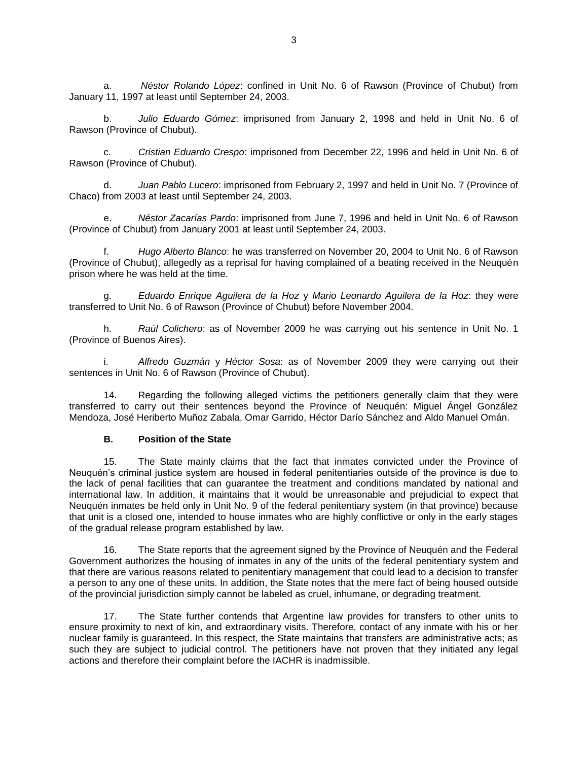a. *Néstor Rolando López*: confined in Unit No. 6 of Rawson (Province of Chubut) from January 11, 1997 at least until September 24, 2003.

b. *Julio Eduardo Gómez*: imprisoned from January 2, 1998 and held in Unit No. 6 of Rawson (Province of Chubut).

c. *Cristian Eduardo Crespo*: imprisoned from December 22, 1996 and held in Unit No. 6 of Rawson (Province of Chubut).

d. *Juan Pablo Lucero*: imprisoned from February 2, 1997 and held in Unit No. 7 (Province of Chaco) from 2003 at least until September 24, 2003.

e. *Néstor Zacarías Pardo*: imprisoned from June 7, 1996 and held in Unit No. 6 of Rawson (Province of Chubut) from January 2001 at least until September 24, 2003.

f. *Hugo Alberto Blanco*: he was transferred on November 20, 2004 to Unit No. 6 of Rawson (Province of Chubut), allegedly as a reprisal for having complained of a beating received in the Neuquén prison where he was held at the time.

g. *Eduardo Enrique Aguilera de la Hoz* y *Mario Leonardo Aguilera de la Hoz*: they were transferred to Unit No. 6 of Rawson (Province of Chubut) before November 2004.

h. *Raúl Colichero*: as of November 2009 he was carrying out his sentence in Unit No. 1 (Province of Buenos Aires).

i. *Alfredo Guzmán* y *Héctor Sosa*: as of November 2009 they were carrying out their sentences in Unit No. 6 of Rawson (Province of Chubut).

14. Regarding the following alleged victims the petitioners generally claim that they were transferred to carry out their sentences beyond the Province of Neuquén: Miguel Ángel González Mendoza, José Heriberto Muñoz Zabala, Omar Garrido, Héctor Darío Sánchez and Aldo Manuel Omán.

### B. Position of the State

15. The State mainly claims that the fact that inmates convicted under the Province of Neuquén's criminal justice system are housed in federal penitentiaries outside of the province is due to the lack of penal facilities that can guarantee the treatment and conditions mandated by national and international law. In addition, it maintains that it would be unreasonable and prejudicial to expect that Neuquén inmates be held only in Unit No. 9 of the federal penitentiary system (in that province) because that unit is a closed one, intended to house inmates who are highly conflictive or only in the early stages of the gradual release program established by law.

16. The State reports that the agreement signed by the Province of Neuquén and the Federal Government authorizes the housing of inmates in any of the units of the federal penitentiary system and that there are various reasons related to penitentiary management that could lead to a decision to transfer a person to any one of these units. In addition, the State notes that the mere fact of being housed outside of the provincial jurisdiction simply cannot be labeled as cruel, inhumane, or degrading treatment.

17. The State further contends that Argentine law provides for transfers to other units to ensure proximity to next of kin, and extraordinary visits. Therefore, contact of any inmate with his or her nuclear family is guaranteed. In this respect, the State maintains that transfers are administrative acts; as such they are subject to judicial control. The petitioners have not proven that they initiated any legal actions and therefore their complaint before the IACHR is inadmissible.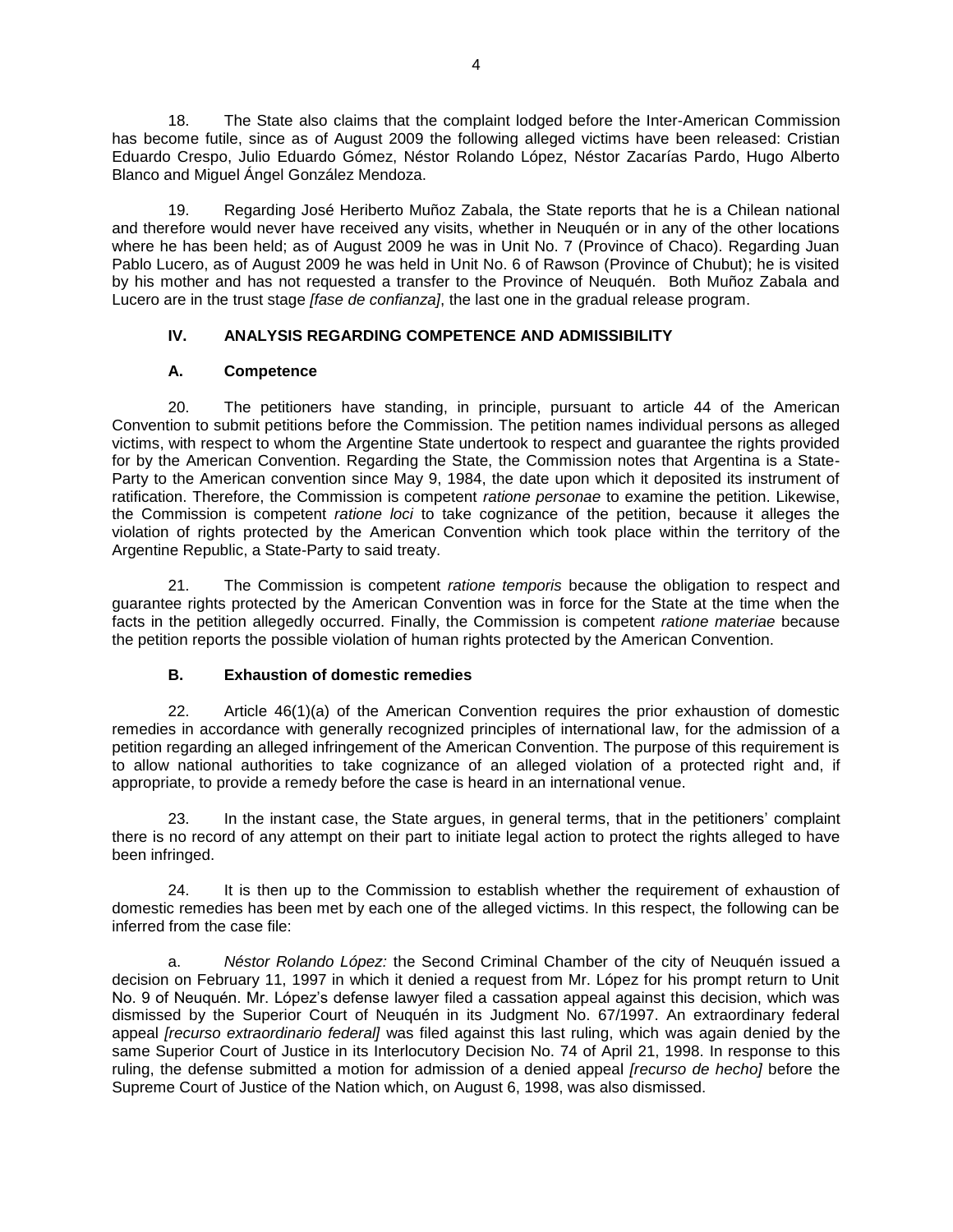18. The State also claims that the complaint lodged before the Inter-American Commission has become futile, since as of August 2009 the following alleged victims have been released: Cristian Eduardo Crespo, Julio Eduardo Gómez, Néstor Rolando López, Néstor Zacarías Pardo, Hugo Alberto Blanco and Miguel Ángel González Mendoza.

19. Regarding José Heriberto Muñoz Zabala, the State reports that he is a Chilean national and therefore would never have received any visits, whether in Neuquén or in any of the other locations where he has been held; as of August 2009 he was in Unit No. 7 (Province of Chaco). Regarding Juan Pablo Lucero, as of August 2009 he was held in Unit No. 6 of Rawson (Province of Chubut); he is visited by his mother and has not requested a transfer to the Province of Neuquén. Both Muñoz Zabala and Lucero are in the trust stage *[fase de confianza]*, the last one in the gradual release program.

## IV. ANALYSIS REGARDING COMPETENCE AND ADMISSIBILITY

### A. Competence

20. The petitioners have standing, in principle, pursuant to article 44 of the American Convention to submit petitions before the Commission. The petition names individual persons as alleged victims, with respect to whom the Argentine State undertook to respect and guarantee the rights provided for by the American Convention. Regarding the State, the Commission notes that Argentina is a State-Party to the American convention since May 9, 1984, the date upon which it deposited its instrument of ratification. Therefore, the Commission is competent *ratione personae* to examine the petition. Likewise, the Commission is competent *ratione loci* to take cognizance of the petition, because it alleges the violation of rights protected by the American Convention which took place within the territory of the Argentine Republic, a State-Party to said treaty.

21. The Commission is competent *ratione temporis* because the obligation to respect and guarantee rights protected by the American Convention was in force for the State at the time when the facts in the petition allegedly occurred. Finally, the Commission is competent *ratione materiae* because the petition reports the possible violation of human rights protected by the American Convention.

### B. Exhaustion of domestic remedies

22. Article 46(1)(a) of the American Convention requires the prior exhaustion of domestic remedies in accordance with generally recognized principles of international law, for the admission of a petition regarding an alleged infringement of the American Convention. The purpose of this requirement is to allow national authorities to take cognizance of an alleged violation of a protected right and, if appropriate, to provide a remedy before the case is heard in an international venue.

23. In the instant case, the State argues, in general terms, that in the petitioners' complaint there is no record of any attempt on their part to initiate legal action to protect the rights alleged to have been infringed.

24. It is then up to the Commission to establish whether the requirement of exhaustion of domestic remedies has been met by each one of the alleged victims. In this respect, the following can be inferred from the case file:

a. *Néstor Rolando López:* the Second Criminal Chamber of the city of Neuquén issued a decision on February 11, 1997 in which it denied a request from Mr. López for his prompt return to Unit No. 9 of Neuquén. Mr. López's defense lawyer filed a cassation appeal against this decision, which was dismissed by the Superior Court of Neuquén in its Judgment No. 67/1997. An extraordinary federal appeal *[recurso extraordinario federal]* was filed against this last ruling, which was again denied by the same Superior Court of Justice in its Interlocutory Decision No. 74 of April 21, 1998. In response to this ruling, the defense submitted a motion for admission of a denied appeal *[recurso de hecho]* before the Supreme Court of Justice of the Nation which, on August 6, 1998, was also dismissed.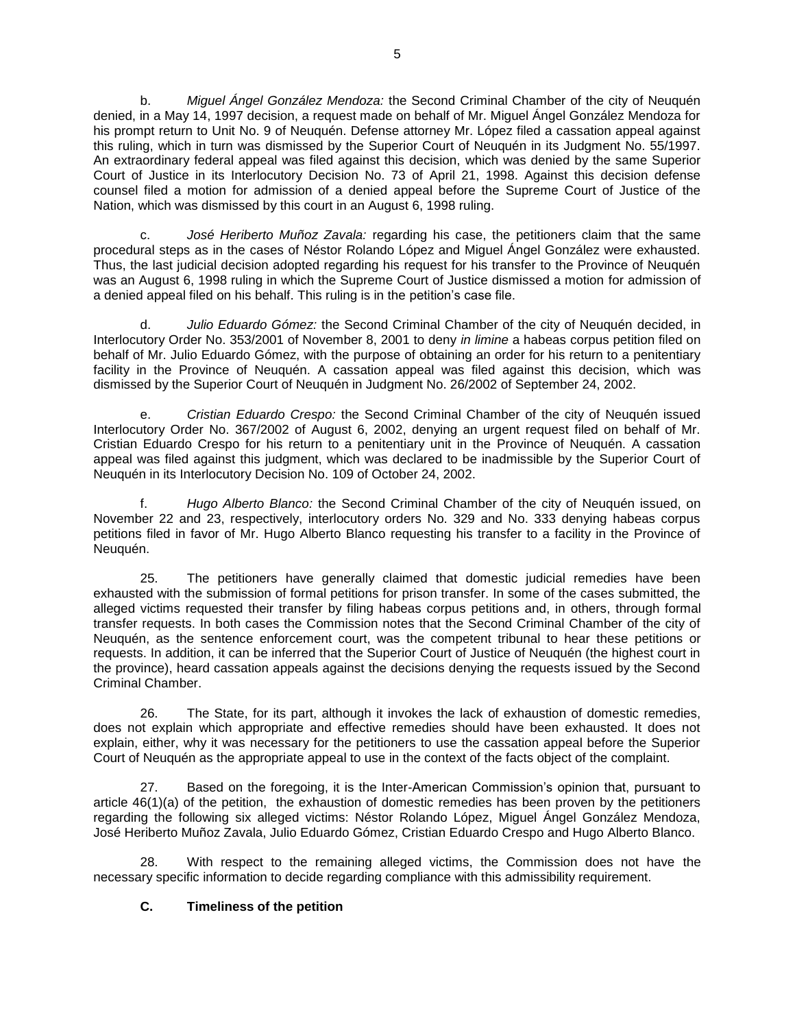b. *Miguel Ángel González Mendoza:* the Second Criminal Chamber of the city of Neuquén denied, in a May 14, 1997 decision, a request made on behalf of Mr. Miguel Ángel González Mendoza for his prompt return to Unit No. 9 of Neuquén. Defense attorney Mr. López filed a cassation appeal against this ruling, which in turn was dismissed by the Superior Court of Neuquén in its Judgment No. 55/1997. An extraordinary federal appeal was filed against this decision, which was denied by the same Superior Court of Justice in its Interlocutory Decision No. 73 of April 21, 1998. Against this decision defense counsel filed a motion for admission of a denied appeal before the Supreme Court of Justice of the Nation, which was dismissed by this court in an August 6, 1998 ruling.

c. *José Heriberto Muñoz Zavala:* regarding his case, the petitioners claim that the same procedural steps as in the cases of Néstor Rolando López and Miguel Ángel González were exhausted. Thus, the last judicial decision adopted regarding his request for his transfer to the Province of Neuquén was an August 6, 1998 ruling in which the Supreme Court of Justice dismissed a motion for admission of a denied appeal filed on his behalf. This ruling is in the petition's case file.

d. *Julio Eduardo Gómez:* the Second Criminal Chamber of the city of Neuquén decided, in Interlocutory Order No. 353/2001 of November 8, 2001 to deny *in limine* a habeas corpus petition filed on behalf of Mr. Julio Eduardo Gómez, with the purpose of obtaining an order for his return to a penitentiary facility in the Province of Neuquén. A cassation appeal was filed against this decision, which was dismissed by the Superior Court of Neuquén in Judgment No. 26/2002 of September 24, 2002.

e. *Cristian Eduardo Crespo:* the Second Criminal Chamber of the city of Neuquén issued Interlocutory Order No. 367/2002 of August 6, 2002, denying an urgent request filed on behalf of Mr. Cristian Eduardo Crespo for his return to a penitentiary unit in the Province of Neuquén. A cassation appeal was filed against this judgment, which was declared to be inadmissible by the Superior Court of Neuquén in its Interlocutory Decision No. 109 of October 24, 2002.

f. *Hugo Alberto Blanco:* the Second Criminal Chamber of the city of Neuquén issued, on November 22 and 23, respectively, interlocutory orders No. 329 and No. 333 denying habeas corpus petitions filed in favor of Mr. Hugo Alberto Blanco requesting his transfer to a facility in the Province of Neuquén.

25. The petitioners have generally claimed that domestic judicial remedies have been exhausted with the submission of formal petitions for prison transfer. In some of the cases submitted, the alleged victims requested their transfer by filing habeas corpus petitions and, in others, through formal transfer requests. In both cases the Commission notes that the Second Criminal Chamber of the city of Neuquén, as the sentence enforcement court, was the competent tribunal to hear these petitions or requests. In addition, it can be inferred that the Superior Court of Justice of Neuquén (the highest court in the province), heard cassation appeals against the decisions denying the requests issued by the Second Criminal Chamber.

26. The State, for its part, although it invokes the lack of exhaustion of domestic remedies, does not explain which appropriate and effective remedies should have been exhausted. It does not explain, either, why it was necessary for the petitioners to use the cassation appeal before the Superior Court of Neuquén as the appropriate appeal to use in the context of the facts object of the complaint.

27. Based on the foregoing, it is the Inter-American Commission's opinion that, pursuant to article 46(1)(a) of the petition, the exhaustion of domestic remedies has been proven by the petitioners regarding the following six alleged victims: Néstor Rolando López, Miguel Ángel González Mendoza, José Heriberto Muñoz Zavala, Julio Eduardo Gómez, Cristian Eduardo Crespo and Hugo Alberto Blanco.

28. With respect to the remaining alleged victims, the Commission does not have the necessary specific information to decide regarding compliance with this admissibility requirement.

### C. Timeliness of the petition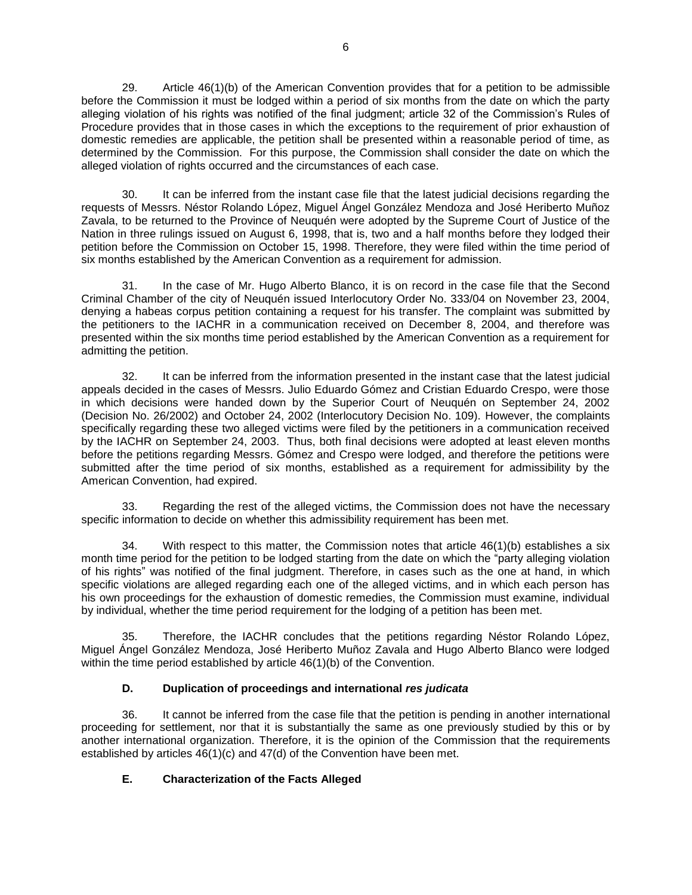29. Article 46(1)(b) of the American Convention provides that for a petition to be admissible before the Commission it must be lodged within a period of six months from the date on which the party alleging violation of his rights was notified of the final judgment; article 32 of the Commission's Rules of Procedure provides that in those cases in which the exceptions to the requirement of prior exhaustion of domestic remedies are applicable, the petition shall be presented within a reasonable period of time, as determined by the Commission. For this purpose, the Commission shall consider the date on which the alleged violation of rights occurred and the circumstances of each case.

30. It can be inferred from the instant case file that the latest judicial decisions regarding the requests of Messrs. Néstor Rolando López, Miguel Ángel González Mendoza and José Heriberto Muñoz Zavala, to be returned to the Province of Neuquén were adopted by the Supreme Court of Justice of the Nation in three rulings issued on August 6, 1998, that is, two and a half months before they lodged their petition before the Commission on October 15, 1998. Therefore, they were filed within the time period of six months established by the American Convention as a requirement for admission.

31. In the case of Mr. Hugo Alberto Blanco, it is on record in the case file that the Second Criminal Chamber of the city of Neuquén issued Interlocutory Order No. 333/04 on November 23, 2004, denying a habeas corpus petition containing a request for his transfer. The complaint was submitted by the petitioners to the IACHR in a communication received on December 8, 2004, and therefore was presented within the six months time period established by the American Convention as a requirement for admitting the petition.

32. It can be inferred from the information presented in the instant case that the latest judicial appeals decided in the cases of Messrs. Julio Eduardo Gómez and Cristian Eduardo Crespo, were those in which decisions were handed down by the Superior Court of Neuquén on September 24, 2002 (Decision No. 26/2002) and October 24, 2002 (Interlocutory Decision No. 109). However, the complaints specifically regarding these two alleged victims were filed by the petitioners in a communication received by the IACHR on September 24, 2003. Thus, both final decisions were adopted at least eleven months before the petitions regarding Messrs. Gómez and Crespo were lodged, and therefore the petitions were submitted after the time period of six months, established as a requirement for admissibility by the American Convention, had expired.

33. Regarding the rest of the alleged victims, the Commission does not have the necessary specific information to decide on whether this admissibility requirement has been met.

34. With respect to this matter, the Commission notes that article 46(1)(b) establishes a six month time period for the petition to be lodged starting from the date on which the "party alleging violation of his rights" was notified of the final judgment. Therefore, in cases such as the one at hand, in which specific violations are alleged regarding each one of the alleged victims, and in which each person has his own proceedings for the exhaustion of domestic remedies, the Commission must examine, individual by individual, whether the time period requirement for the lodging of a petition has been met.

35. Therefore, the IACHR concludes that the petitions regarding Néstor Rolando López, Miguel Ángel González Mendoza, José Heriberto Muñoz Zavala and Hugo Alberto Blanco were lodged within the time period established by article 46(1)(b) of the Convention.

### D. Duplication of proceedings and international *res judicata*

36. It cannot be inferred from the case file that the petition is pending in another international proceeding for settlement, nor that it is substantially the same as one previously studied by this or by another international organization. Therefore, it is the opinion of the Commission that the requirements established by articles 46(1)(c) and 47(d) of the Convention have been met.

### E. Characterization of the Facts Alleged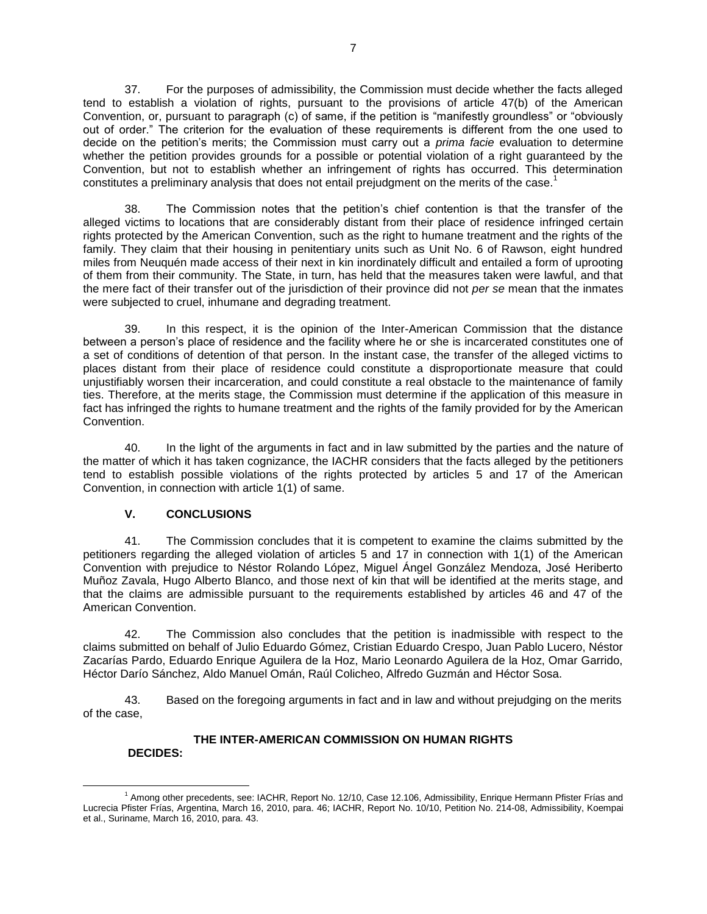37. For the purposes of admissibility, the Commission must decide whether the facts alleged tend to establish a violation of rights, pursuant to the provisions of article 47(b) of the American Convention, or, pursuant to paragraph (c) of same, if the petition is "manifestly groundless" or "obviously out of order." The criterion for the evaluation of these requirements is different from the one used to decide on the petition's merits; the Commission must carry out a *prima facie* evaluation to determine whether the petition provides grounds for a possible or potential violation of a right guaranteed by the Convention, but not to establish whether an infringement of rights has occurred. This determination constitutes a preliminary analysis that does not entail prejudgment on the merits of the case.[1]

38. The Commission notes that the petition's chief contention is that the transfer of the alleged victims to locations that are considerably distant from their place of residence infringed certain rights protected by the American Convention, such as the right to humane treatment and the rights of the family. They claim that their housing in penitentiary units such as Unit No. 6 of Rawson, eight hundred miles from Neuquén made access of their next in kin inordinately difficult and entailed a form of uprooting of them from their community. The State, in turn, has held that the measures taken were lawful, and that the mere fact of their transfer out of the jurisdiction of their province did not *per se* mean that the inmates were subjected to cruel, inhumane and degrading treatment.

39. In this respect, it is the opinion of the Inter-American Commission that the distance between a person's place of residence and the facility where he or she is incarcerated constitutes one of a set of conditions of detention of that person. In the instant case, the transfer of the alleged victims to places distant from their place of residence could constitute a disproportionate measure that could unjustifiably worsen their incarceration, and could constitute a real obstacle to the maintenance of family ties. Therefore, at the merits stage, the Commission must determine if the application of this measure in fact has infringed the rights to humane treatment and the rights of the family provided for by the American Convention.

40. In the light of the arguments in fact and in law submitted by the parties and the nature of the matter of which it has taken cognizance, the IACHR considers that the facts alleged by the petitioners tend to establish possible violations of the rights protected by articles 5 and 17 of the American Convention, in connection with article 1(1) of same.

## V. CONCLUSIONS

41. The Commission concludes that it is competent to examine the claims submitted by the petitioners regarding the alleged violation of articles 5 and 17 in connection with 1(1) of the American Convention with prejudice to Néstor Rolando López, Miguel Ángel González Mendoza, José Heriberto Muñoz Zavala, Hugo Alberto Blanco, and those next of kin that will be identified at the merits stage, and that the claims are admissible pursuant to the requirements established by articles 46 and 47 of the American Convention.

42. The Commission also concludes that the petition is inadmissible with respect to the claims submitted on behalf of Julio Eduardo Gómez, Cristian Eduardo Crespo, Juan Pablo Lucero, Néstor Zacarías Pardo, Eduardo Enrique Aguilera de la Hoz, Mario Leonardo Aguilera de la Hoz, Omar Garrido, Héctor Darío Sánchez, Aldo Manuel Omán, Raúl Colicheo, Alfredo Guzmán and Héctor Sosa.

43. Based on the foregoing arguments in fact and in law and without prejudging on the merits of the case,

**THE INTER-AMERICAN COMMISSION ON HUMAN RIGHTS**

**DECIDES:**

---

[1] Among other precedents, see: IACHR, Report No. 12/10, Case 12.106, Admissibility, Enrique Hermann Pfister Frías and Lucrecia Pfister Frías, Argentina, March 16, 2010, para. 46; IACHR, Report No. 10/10, Petition No. 214-08, Admissibility, Koempai et al., Suriname, March 16, 2010, para. 43.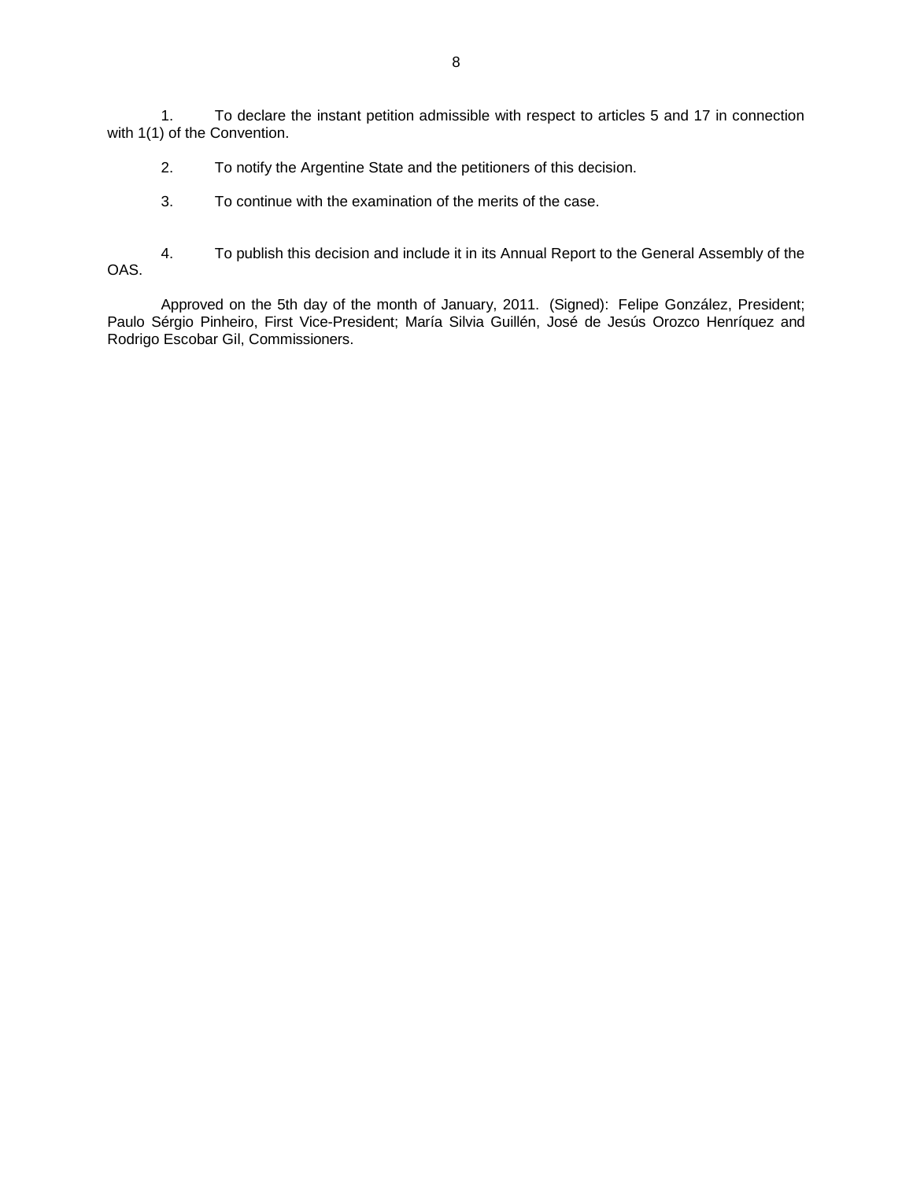1. To declare the instant petition admissible with respect to articles 5 and 17 in connection with 1(1) of the Convention.

2. To notify the Argentine State and the petitioners of this decision.

3. To continue with the examination of the merits of the case.

4. To publish this decision and include it in its Annual Report to the General Assembly of the OAS.

Approved on the 5th day of the month of January, 2011. (Signed): Felipe González, President; Paulo Sérgio Pinheiro, First Vice-President; María Silvia Guillén, José de Jesús Orozco Henríquez and Rodrigo Escobar Gil, Commissioners.